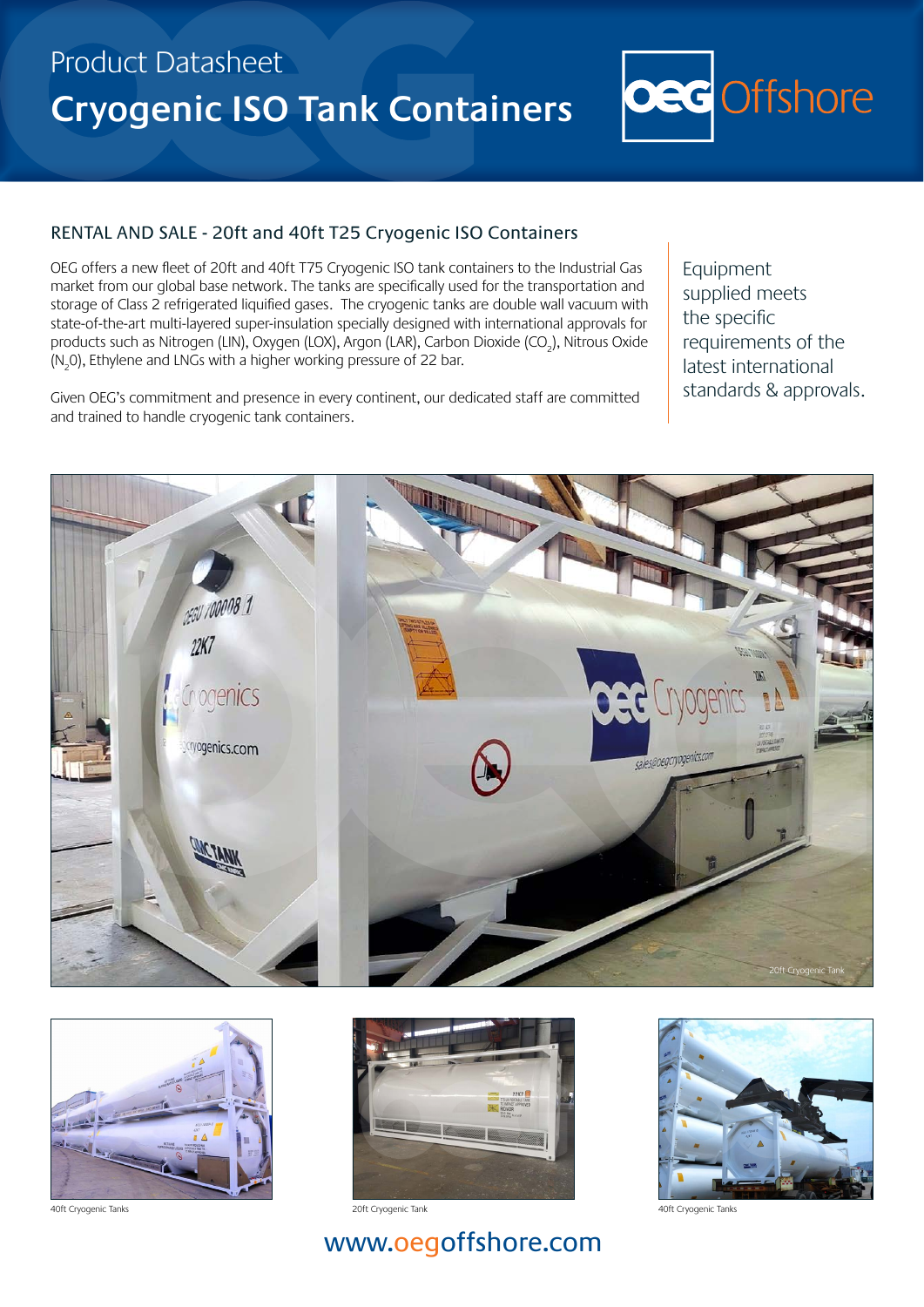Product Datasheet

# Cryogenic ISO Tank Containers

## RENTAL AND SALE - 20ft and 40ft T25 Cryogenic ISO Containers

OEG offers a new fleet of 20ft and 40ft T75 Cryogenic ISO tank containers to the Industrial Gas market from our global base network. The tanks are specifically used for the transportation and storage of Class 2 refrigerated liquified gases. The cryogenic tanks are double wall vacuum with state-of-the-art multi-layered super-insulation specially designed with international approvals for products such as Nitrogen (LIN), Oxygen (LOX), Argon (LAR), Carbon Dioxide ($CO_2$), Nitrous Oxide ($N_2O$), Ethylene and LNGs with a higher working pressure of 22 bar.

Given OEG's commitment and presence in every continent, our dedicated staff are committed and trained to handle cryogenic tank containers.

Equipment supplied meets the specific requirements of the latest international standards & approvals.

20ft Cryogenic Tank

40ft Cryogenic Tanks

20ft Cryogenic Tank

40ft Cryogenic Tanks

www.oegoffshore.com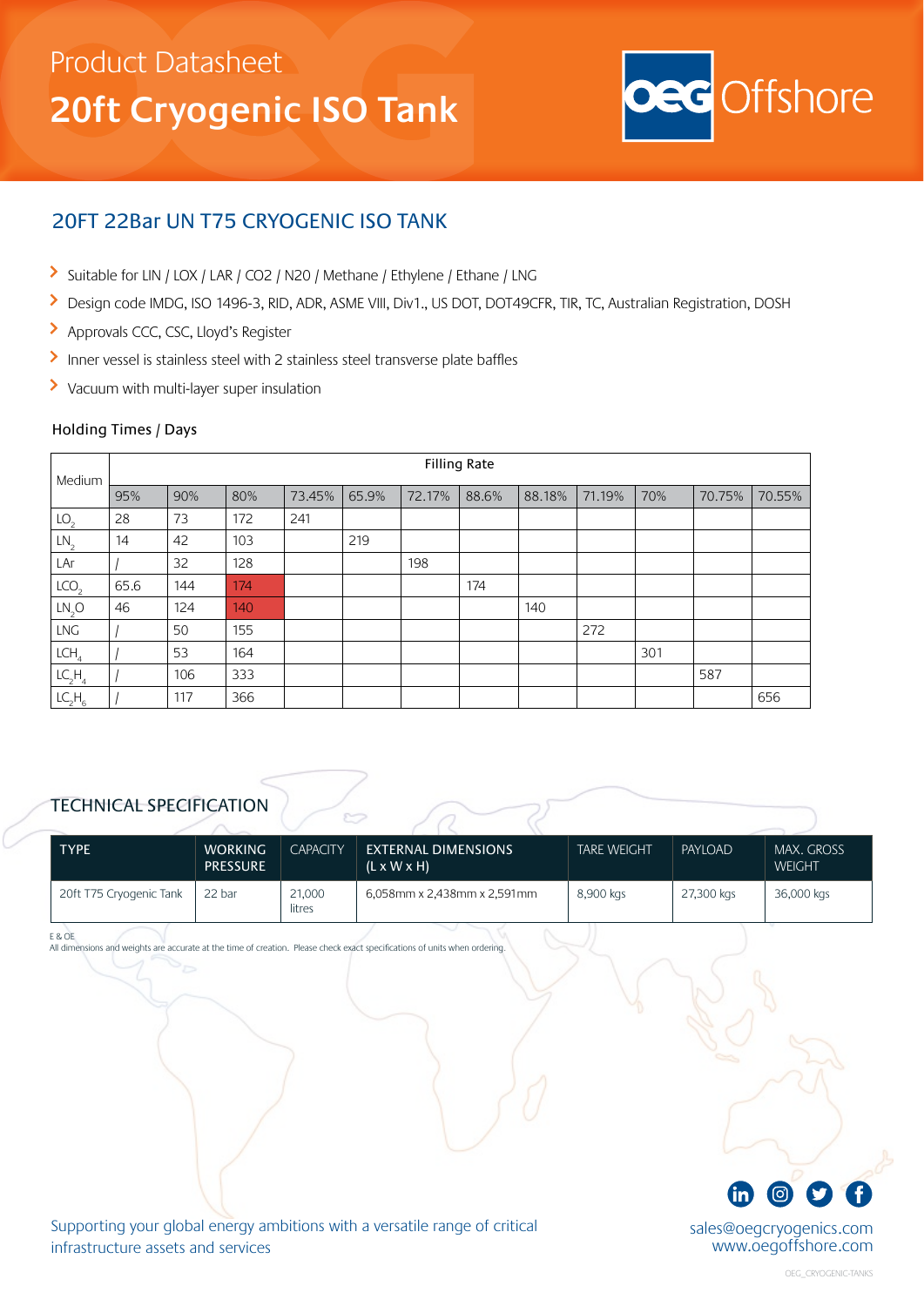## Product Datasheet

# 20ft Cryogenic ISO Tank

## 20FT 22Bar UN T75 CRYOGENIC ISO TANK

- Suitable for LIN / LOX / LAR / CO2 / N20 / Methane / Ethylene / Ethane / LNG
- Design code IMDG, ISO 1496-3, RID, ADR, ASME VIII, Div1., US DOT, DOT49CFR, TIR, TC, Australian Registration, DOSH
- Approvals CCC, CSC, Lloyd's Register
- Inner vessel is stainless steel with 2 stainless steel transverse plate baffles
- Vacuum with multi-layer super insulation

### Holding Times / Days

| Medium | Filling Rate | | | | | | | | | | | |
|---|---|---|---|---|---|---|---|---|---|---|---|---|
| | 95% | 90% | 80% | 73.45% | 65.9% | 72.17% | 88.6% | 88.18% | 71.19% | 70% | 70.75% | 70.55% |
| $LO_2$ | 28 | 73 | 172 | 241 | | | | | | | | |
| $LN_2$ | 14 | 42 | 103 | | 219 | | | | | | | |
| LAr | / | 32 | 128 | | | 198 | | | | | | |
| $LCO_2$ | 65.6 | 144 | 174 | | | | 174 | | | | | |
| $LN_2O$ | 46 | 124 | 140 | | | | | 140 | | | | |
| LNG | / | 50 | 155 | | | | | | 272 | | | |
| $LCH_4$ | / | 53 | 164 | | | | | | | 301 | | |
| $LC_2H_4$ | / | 106 | 333 | | | | | | | | 587 | |
| $LC_2H_6$ | / | 117 | 366 | | | | | | | | | 656 |

## TECHNICAL SPECIFICATION

| TYPE | WORKING PRESSURE | CAPACITY | EXTERNAL DIMENSIONS (L x W x H) | TARE WEIGHT | PAYLOAD | MAX. GROSS WEIGHT |
|---|---|---|---|---|---|---|
| 20ft T75 Cryogenic Tank | 22 bar | 21,000 litres | 6,058mm x 2,438mm x 2,591mm | 8,900 kgs | 27,300 kgs | 36,000 kgs |

E & OE
All dimensions and weights are accurate at the time of creation. Please check exact specifications of units when ordering.

Supporting your global energy ambitions with a versatile range of critical infrastructure assets and services

sales@oegcryogenics.com
www.oegoffshore.com

OEG_CRYOGENIC-TANKS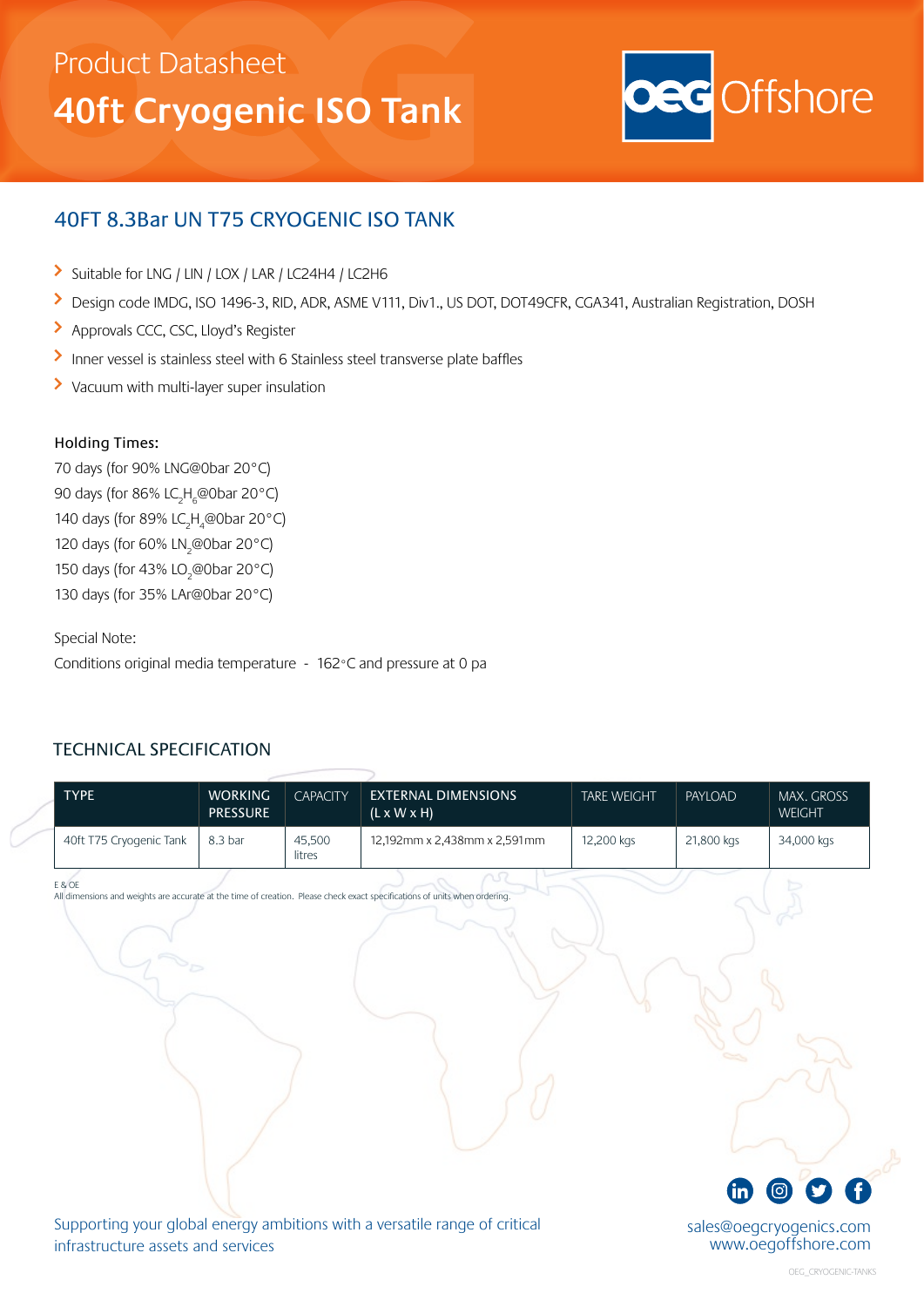Product Datasheet

# 40ft Cryogenic ISO Tank

OEG Offshore

## 40FT 8.3Bar UN T75 CRYOGENIC ISO TANK

- Suitable for LNG / LIN / LOX / LAR / LC24H4 / LC2H6
- Design code IMDG, ISO 1496-3, RID, ADR, ASME V111, Div1., US DOT, DOT49CFR, CGA341, Australian Registration, DOSH
- Approvals CCC, CSC, Lloyd's Register
- Inner vessel is stainless steel with 6 Stainless steel transverse plate baffles
- Vacuum with multi-layer super insulation

**Holding Times:**

70 days (for 90% LNG@0bar 20°C)
90 days (for 86% $LC_2H_6$@0bar 20°C)
140 days (for 89% $LC_2H_4$@0bar 20°C)
120 days (for 60% $LN_2$@0bar 20°C)
150 days (for 43% $LO_2$@0bar 20°C)
130 days (for 35% LAr@0bar 20°C)

Special Note:
Conditions original media temperature - 162◦C and pressure at 0 pa

## TECHNICAL SPECIFICATION

| TYPE | WORKING PRESSURE | CAPACITY | EXTERNAL DIMENSIONS (L x W x H) | TARE WEIGHT | PAYLOAD | MAX. GROSS WEIGHT |
|---|---|---|---|---|---|---|
| 40ft T75 Cryogenic Tank | 8.3 bar | 45,500 litres | 12,192mm x 2,438mm x 2,591mm | 12,200 kgs | 21,800 kgs | 34,000 kgs |

E & OE
All dimensions and weights are accurate at the time of creation. Please check exact specifications of units when ordering.

Supporting your global energy ambitions with a versatile range of critical infrastructure assets and services

sales@oegcryogenics.com
www.oegoffshore.com

OEG_CRYOGENIC-TANKS